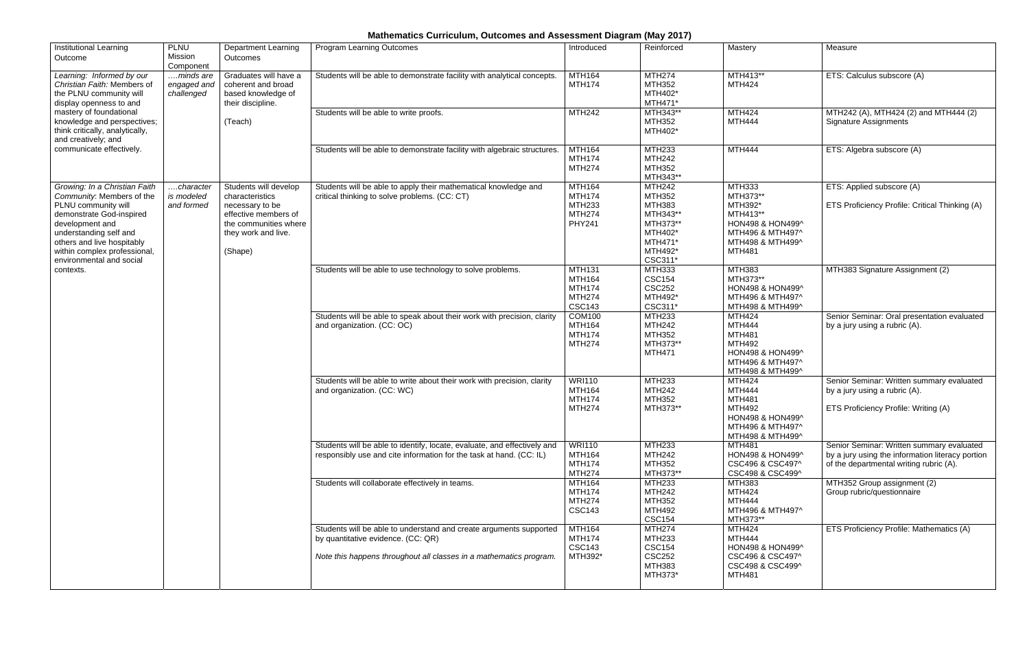# Mathematics Curriculum, Outcomes and Assessment Diagram (May 2017)

| Institutional Learning Outcome | PLNU Mission Component | Department Learning Outcomes | Program Learning Outcomes | Introduced | Reinforced | Mastery | Measure |
|---|---|---|---|---|---|---|---|
| *Learning: Informed by our Christian Faith:* Members of the PLNU community will display openness to and mastery of foundational knowledge and perspectives; think critically, analytically, and creatively; and communicate effectively. | *….minds are engaged and challenged* | Graduates will have a coherent and broad based knowledge of their discipline. (Teach) | Students will be able to demonstrate facility with analytical concepts. | MTH164 MTH174 | MTH274 MTH352 MTH402* MTH471* | MTH413** MTH424 | ETS: Calculus subscore (A) |
| | | | Students will be able to write proofs. | MTH242 | MTH343** MTH352 MTH402* | MTH424 MTH444 | MTH242 (A), MTH424 (2) and MTH444 (2) Signature Assignments |
| | | | Students will be able to demonstrate facility with algebraic structures. | MTH164 MTH174 MTH274 | MTH233 MTH242 MTH352 MTH343** | MTH444 | ETS: Algebra subscore (A) |
| *Growing: In a Christian Faith Community:* Members of the PLNU community will demonstrate God-inspired development and understanding self and others and live hospitably within complex professional, environmental and social contexts. | *….character is modeled and formed* | Students will develop characteristics necessary to be effective members of the communities where they work and live. (Shape) | Students will be able to apply their mathematical knowledge and critical thinking to solve problems. (CC: CT) | MTH164 MTH174 MTH233 MTH274 PHY241 | MTH242 MTH352 MTH383 MTH343** MTH373** MTH402* MTH471* MTH492* CSC311* | MTH333 MTH373** MTH392* MTH413** HON498 & HON499^ MTH496 & MTH497^ MTH498 & MTH499^ MTH481 | ETS: Applied subscore (A) ETS Proficiency Profile: Critical Thinking (A) |
| | | | Students will be able to use technology to solve problems. | MTH131 MTH164 MTH174 MTH274 CSC143 | MTH333 CSC154 CSC252 MTH492* CSC311* | MTH383 MTH373** HON498 & HON499^ MTH496 & MTH497^ MTH498 & MTH499^ | MTH383 Signature Assignment (2) |
| | | | Students will be able to speak about their work with precision, clarity and organization. (CC: OC) | COM100 MTH164 MTH174 MTH274 | MTH233 MTH242 MTH352 MTH373** MTH471 | MTH424 MTH444 MTH481 MTH492 HON498 & HON499^ MTH496 & MTH497^ MTH498 & MTH499^ | Senior Seminar: Oral presentation evaluated by a jury using a rubric (A). |
| | | | Students will be able to write about their work with precision, clarity and organization. (CC: WC) | WRI110 MTH164 MTH174 MTH274 | MTH233 MTH242 MTH352 MTH373** | MTH424 MTH444 MTH481 MTH492 HON498 & HON499^ MTH496 & MTH497^ MTH498 & MTH499^ | Senior Seminar: Written summary evaluated by a jury using a rubric (A). ETS Proficiency Profile: Writing (A) |
| | | | Students will be able to identify, locate, evaluate, and effectively and responsibly use and cite information for the task at hand. (CC: IL) | WRI110 MTH164 MTH174 MTH274 | MTH233 MTH242 MTH352 MTH373** | MTH481 HON498 & HON499^ CSC496 & CSC497^ CSC498 & CSC499^ | Senior Seminar: Written summary evaluated by a jury using the information literacy portion of the departmental writing rubric (A). |
| | | | Students will collaborate effectively in teams. | MTH164 MTH174 MTH274 CSC143 | MTH233 MTH242 MTH352 MTH492 CSC154 | MTH383 MTH424 MTH444 MTH496 & MTH497^ MTH373** | MTH352 Group assignment (2) Group rubric/questionnaire |
| | | | Students will be able to understand and create arguments supported by quantitative evidence. (CC: QR) *Note this happens throughout all classes in a mathematics program.* | MTH164 MTH174 CSC143 MTH392* | MTH274 MTH233 CSC154 CSC252 MTH383 MTH373* | MTH424 MTH444 HON498 & HON499^ CSC496 & CSC497^ CSC498 & CSC499^ MTH481 | ETS Proficiency Profile: Mathematics (A) |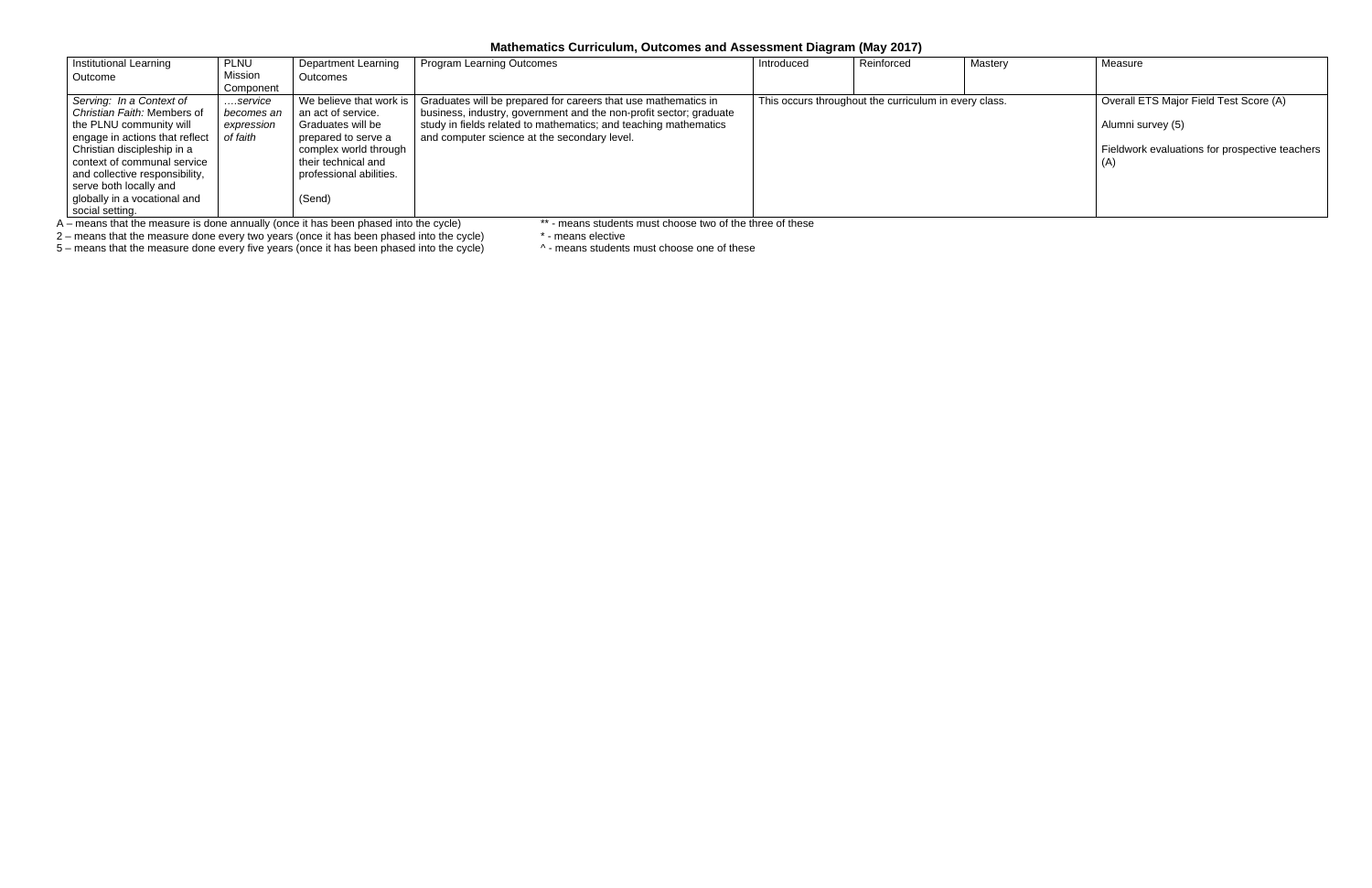**Mathematics Curriculum, Outcomes and Assessment Diagram (May 2017)**

| Institutional Learning Outcome | PLNU Mission Component | Department Learning Outcomes | Program Learning Outcomes | Introduced | Reinforced | Mastery | Measure |
|---|---|---|---|---|---|---|---|
| *Serving: In a Context of Christian Faith:* Members of the PLNU community will engage in actions that reflect Christian discipleship in a context of communal service and collective responsibility, serve both locally and globally in a vocational and social setting. | *….service becomes an expression of faith* | We believe that work is an act of service. Graduates will be prepared to serve a complex world through their technical and professional abilities. (Send) | Graduates will be prepared for careers that use mathematics in business, industry, government and the non-profit sector; graduate study in fields related to mathematics; and teaching mathematics and computer science at the secondary level. | This occurs throughout the curriculum in every class. | | | Overall ETS Major Field Test Score (A)<br><br>Alumni survey (5)<br><br>Fieldwork evaluations for prospective teachers (A) |

A – means that the measure is done annually (once it has been phased into the cycle)
2 – means that the measure done every two years (once it has been phased into the cycle)
5 – means that the measure done every five years (once it has been phased into the cycle)

** - means students must choose two of the three of these
* - means elective
^ - means students must choose one of these